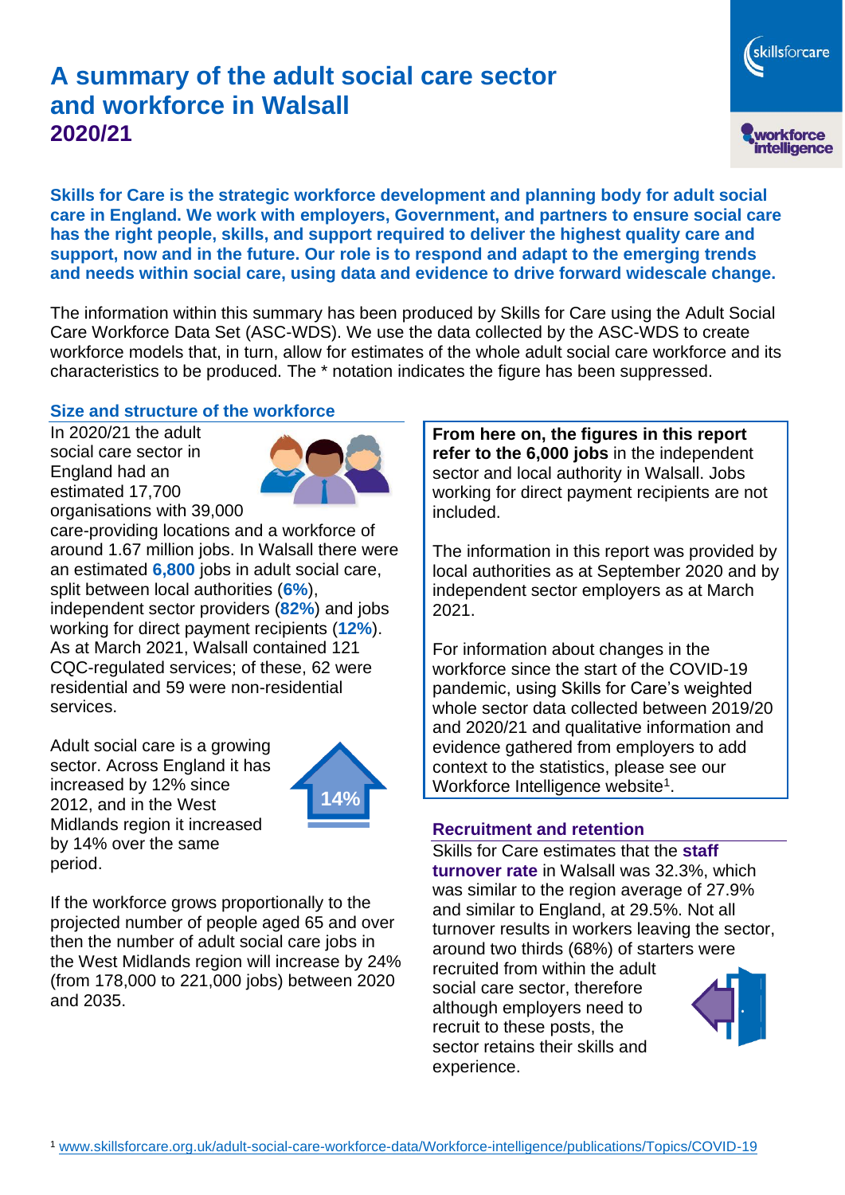# A summary of the adult social care sector and workforce in Walsall
## 2020/21

**Skills for Care is the strategic workforce development and planning body for adult social care in England. We work with employers, Government, and partners to ensure social care has the right people, skills, and support required to deliver the highest quality care and support, now and in the future. Our role is to respond and adapt to the emerging trends and needs within social care, using data and evidence to drive forward widescale change.**

The information within this summary has been produced by Skills for Care using the Adult Social Care Workforce Data Set (ASC-WDS). We use the data collected by the ASC-WDS to create workforce models that, in turn, allow for estimates of the whole adult social care workforce and its characteristics to be produced. The * notation indicates the figure has been suppressed.

### Size and structure of the workforce

In 2020/21 the adult social care sector in England had an estimated 17,700 organisations with 39,000 care-providing locations and a workforce of around 1.67 million jobs. In Walsall there were an estimated **6,800** jobs in adult social care, split between local authorities (**6%**), independent sector providers (**82%**) and jobs working for direct payment recipients (**12%**). As at March 2021, Walsall contained 121 CQC-regulated services; of these, 62 were residential and 59 were non-residential services.

Adult social care is a growing sector. Across England it has increased by 12% since 2012, and in the West Midlands region it increased by 14% over the same period.

14%

If the workforce grows proportionally to the projected number of people aged 65 and over then the number of adult social care jobs in the West Midlands region will increase by 24% (from 178,000 to 221,000 jobs) between 2020 and 2035.

**From here on, the figures in this report refer to the 6,000 jobs** in the independent sector and local authority in Walsall. Jobs working for direct payment recipients are not included.

The information in this report was provided by local authorities as at September 2020 and by independent sector employers as at March 2021.

For information about changes in the workforce since the start of the COVID-19 pandemic, using Skills for Care's weighted whole sector data collected between 2019/20 and 2020/21 and qualitative information and evidence gathered from employers to add context to the statistics, please see our Workforce Intelligence website[1].

### Recruitment and retention

Skills for Care estimates that the **staff turnover rate** in Walsall was 32.3%, which was similar to the region average of 27.9% and similar to England, at 29.5%. Not all turnover results in workers leaving the sector, around two thirds (68%) of starters were recruited from within the adult social care sector, therefore although employers need to recruit to these posts, the sector retains their skills and experience.

[1] www.skillsforcare.org.uk/adult-social-care-workforce-data/Workforce-intelligence/publications/Topics/COVID-19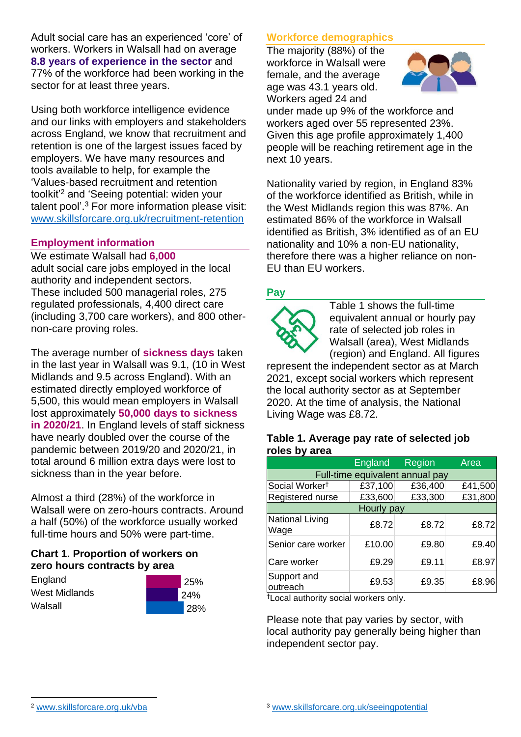Adult social care has an experienced 'core' of workers. Workers in Walsall had on average **8.8 years of experience in the sector** and 77% of the workforce had been working in the sector for at least three years.

Using both workforce intelligence evidence and our links with employers and stakeholders across England, we know that recruitment and retention is one of the largest issues faced by employers. We have many resources and tools available to help, for example the 'Values-based recruitment and retention toolkit'[2] and 'Seeing potential: widen your talent pool'.[3] For more information please visit: www.skillsforcare.org.uk/recruitment-retention

## Employment information

We estimate Walsall had **6,000** adult social care jobs employed in the local authority and independent sectors. These included 500 managerial roles, 275 regulated professionals, 4,400 direct care (including 3,700 care workers), and 800 other-non-care proving roles.

The average number of **sickness days** taken in the last year in Walsall was 9.1, (10 in West Midlands and 9.5 across England). With an estimated directly employed workforce of 5,500, this would mean employers in Walsall lost approximately **50,000 days to sickness in 2020/21**. In England levels of staff sickness have nearly doubled over the course of the pandemic between 2019/20 and 2020/21, in total around 6 million extra days were lost to sickness than in the year before.

Almost a third (28%) of the workforce in Walsall were on zero-hours contracts. Around a half (50%) of the workforce usually worked full-time hours and 50% were part-time.

**Chart 1. Proportion of workers on zero hours contracts by area**

| Area | Proportion |
|---|---|
| England | 25% |
| West Midlands | 24% |
| Walsall | 28% |

## Workforce demographics

The majority (88%) of the workforce in Walsall were female, and the average age was 43.1 years old. Workers aged 24 and under made up 9% of the workforce and workers aged over 55 represented 23%. Given this age profile approximately 1,400 people will be reaching retirement age in the next 10 years.

Nationality varied by region, in England 83% of the workforce identified as British, while in the West Midlands region this was 87%. An estimated 86% of the workforce in Walsall identified as British, 3% identified as of an EU nationality and 10% a non-EU nationality, therefore there was a higher reliance on non-EU than EU workers.

## Pay

Table 1 shows the full-time equivalent annual or hourly pay rate of selected job roles in Walsall (area), West Midlands (region) and England. All figures represent the independent sector as at March 2021, except social workers which represent the local authority sector as at September 2020. At the time of analysis, the National Living Wage was £8.72.

**Table 1. Average pay rate of selected job roles by area**

| | England | Region | Area |
|---|---|---|---|
| Full-time equivalent annual pay | | | |
| Social Worker† | £37,100 | £36,400 | £41,500 |
| Registered nurse | £33,600 | £33,300 | £31,800 |
| Hourly pay | | | |
| National Living Wage | £8.72 | £8.72 | £8.72 |
| Senior care worker | £10.00 | £9.80 | £9.40 |
| Care worker | £9.29 | £9.11 | £8.97 |
| Support and outreach | £9.53 | £9.35 | £8.96 |

†Local authority social workers only.

Please note that pay varies by sector, with local authority pay generally being higher than independent sector pay.

[2] www.skillsforcare.org.uk/vba

[3] www.skillsforcare.org.uk/seeingpotential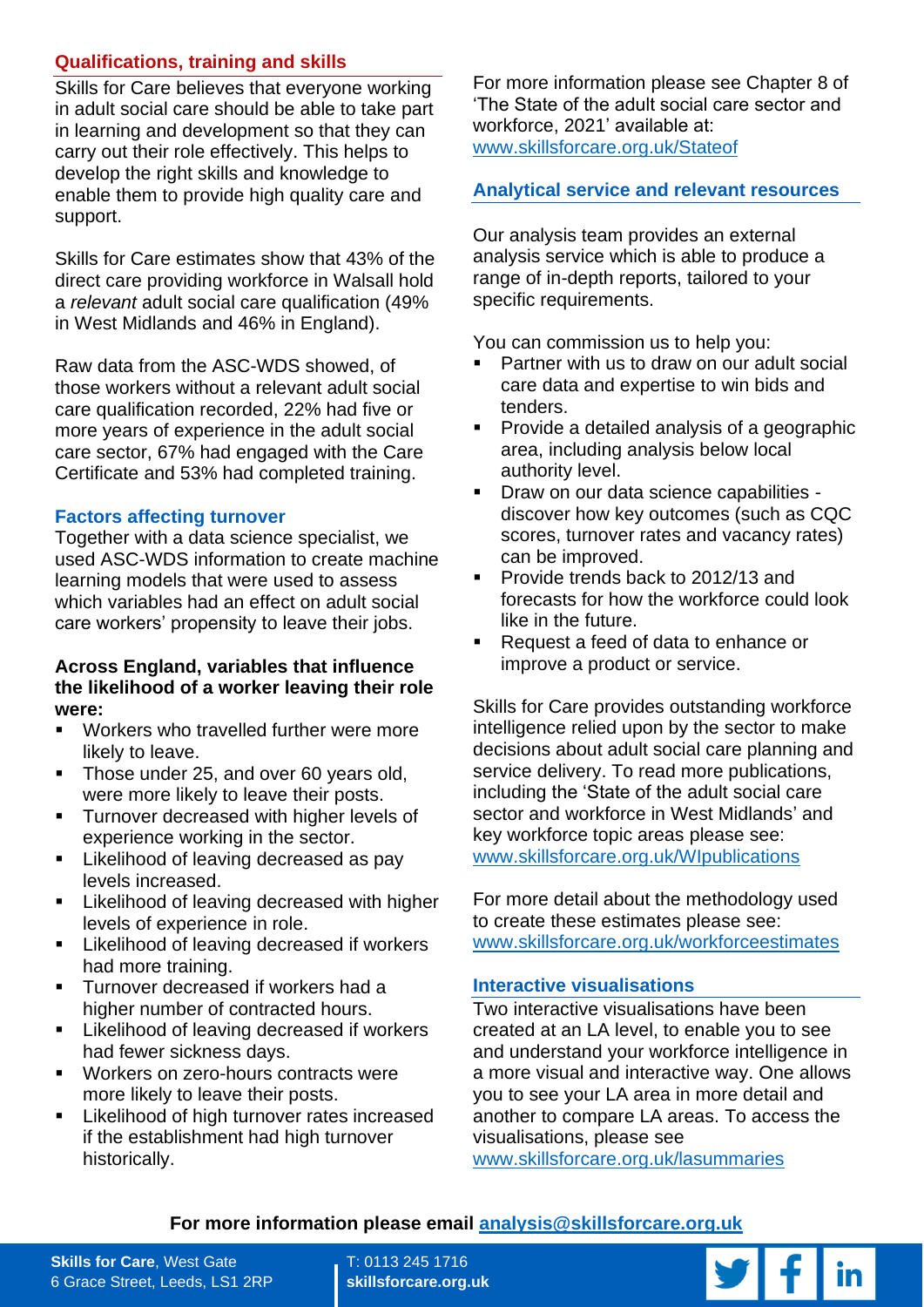## Qualifications, training and skills

Skills for Care believes that everyone working in adult social care should be able to take part in learning and development so that they can carry out their role effectively. This helps to develop the right skills and knowledge to enable them to provide high quality care and support.

Skills for Care estimates show that 43% of the direct care providing workforce in Walsall hold a *relevant* adult social care qualification (49% in West Midlands and 46% in England).

Raw data from the ASC-WDS showed, of those workers without a relevant adult social care qualification recorded, 22% had five or more years of experience in the adult social care sector, 67% had engaged with the Care Certificate and 53% had completed training.

## Factors affecting turnover

Together with a data science specialist, we used ASC-WDS information to create machine learning models that were used to assess which variables had an effect on adult social care workers' propensity to leave their jobs.

**Across England, variables that influence the likelihood of a worker leaving their role were:**

- Workers who travelled further were more likely to leave.
- Those under 25, and over 60 years old, were more likely to leave their posts.
- Turnover decreased with higher levels of experience working in the sector.
- Likelihood of leaving decreased as pay levels increased.
- Likelihood of leaving decreased with higher levels of experience in role.
- Likelihood of leaving decreased if workers had more training.
- Turnover decreased if workers had a higher number of contracted hours.
- Likelihood of leaving decreased if workers had fewer sickness days.
- Workers on zero-hours contracts were more likely to leave their posts.
- Likelihood of high turnover rates increased if the establishment had high turnover historically.

For more information please see Chapter 8 of 'The State of the adult social care sector and workforce, 2021' available at: www.skillsforcare.org.uk/Stateof

## Analytical service and relevant resources

Our analysis team provides an external analysis service which is able to produce a range of in-depth reports, tailored to your specific requirements.

You can commission us to help you:

- Partner with us to draw on our adult social care data and expertise to win bids and tenders.
- Provide a detailed analysis of a geographic area, including analysis below local authority level.
- Draw on our data science capabilities - discover how key outcomes (such as CQC scores, turnover rates and vacancy rates) can be improved.
- Provide trends back to 2012/13 and forecasts for how the workforce could look like in the future.
- Request a feed of data to enhance or improve a product or service.

Skills for Care provides outstanding workforce intelligence relied upon by the sector to make decisions about adult social care planning and service delivery. To read more publications, including the 'State of the adult social care sector and workforce in West Midlands' and key workforce topic areas please see: www.skillsforcare.org.uk/WIpublications

For more detail about the methodology used to create these estimates please see: www.skillsforcare.org.uk/workforceestimates

## Interactive visualisations

Two interactive visualisations have been created at an LA level, to enable you to see and understand your workforce intelligence in a more visual and interactive way. One allows you to see your LA area in more detail and another to compare LA areas. To access the visualisations, please see www.skillsforcare.org.uk/lasummaries

**For more information please email analysis@skillsforcare.org.uk**

**Skills for Care**, West Gate
6 Grace Street, Leeds, LS1 2RP

T: 0113 245 1716
**skillsforcare.org.uk**